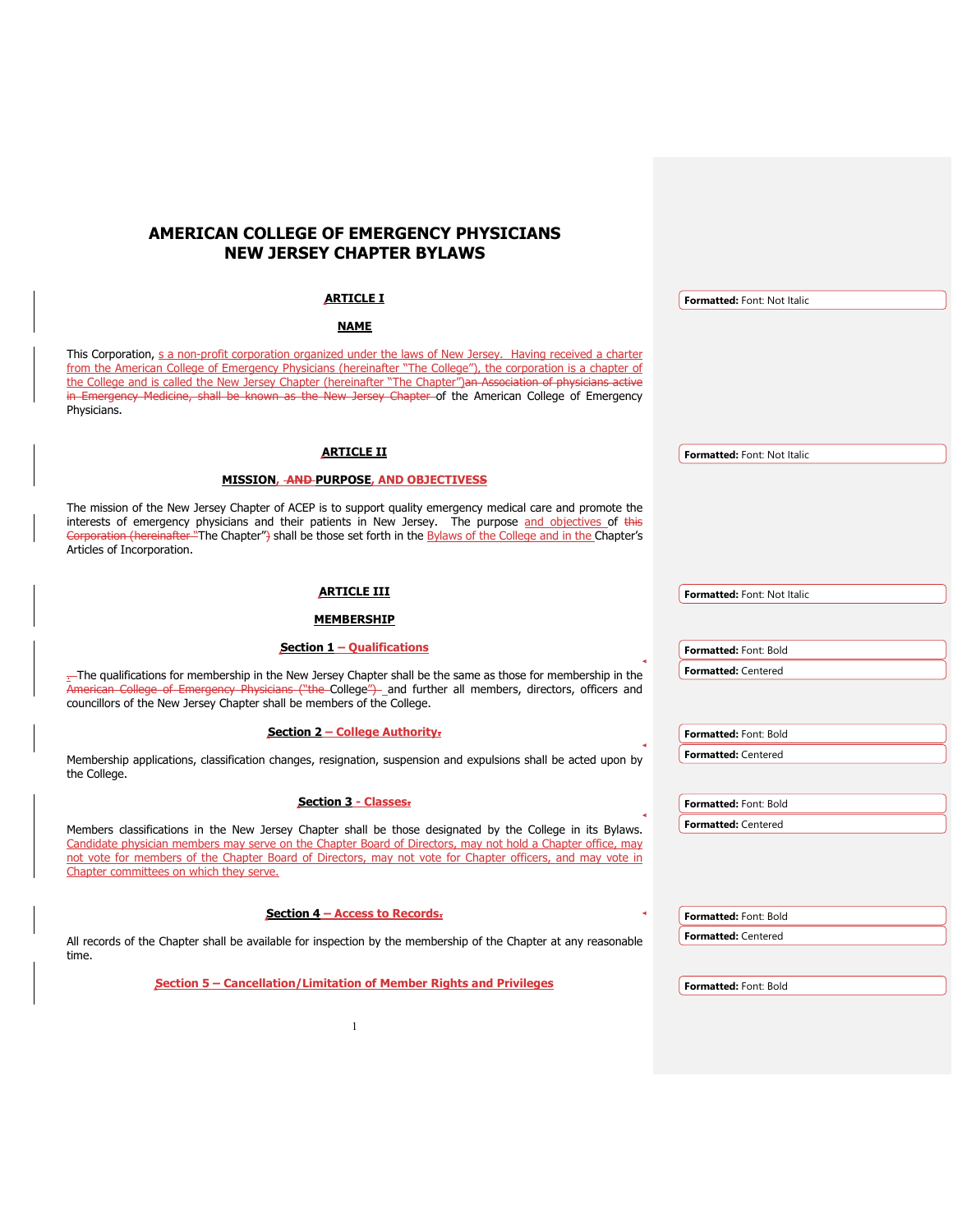# AMERICAN COLLEGE OF EMERGENCY PHYSICIANS
# NEW JERSEY CHAPTER BYLAWS

## ARTICLE I

## NAME

This Corporation, s a non-profit corporation organized under the laws of New Jersey. Having received a charter from the American College of Emergency Physicians (hereinafter "The College"), the corporation is a chapter of the College and is called the New Jersey Chapter (hereinafter "The Chapter")~~an Association of physicians active in Emergency Medicine, shall be known as the New Jersey Chapter~~ of the American College of Emergency Physicians.

## ARTICLE II

## MISSION, ~~AND~~ PURPOSE, AND OBJECTIVESS

The mission of the New Jersey Chapter of ACEP is to support quality emergency medical care and promote the interests of emergency physicians and their patients in New Jersey. The purpose and objectives of ~~this Corporation (hereinafter~~ "The Chapter"~~)~~ shall be those set forth in the Bylaws of the College and in the Chapter's Articles of Incorporation.

## ARTICLE III

## MEMBERSHIP

### Section 1 – Qualifications

~~.~~ The qualifications for membership in the New Jersey Chapter shall be the same as those for membership in the ~~American College of Emergency Physicians ("the~~ College~~")~~ and further all members, directors, officers and councillors of the New Jersey Chapter shall be members of the College.

### Section 2 – College Authority~~.~~

Membership applications, classification changes, resignation, suspension and expulsions shall be acted upon by the College.

### Section 3 - Classes~~.~~

Members classifications in the New Jersey Chapter shall be those designated by the College in its Bylaws. Candidate physician members may serve on the Chapter Board of Directors, may not hold a Chapter office, may not vote for members of the Chapter Board of Directors, may not vote for Chapter officers, and may vote in Chapter committees on which they serve.

### Section 4 – Access to Records~~.~~

All records of the Chapter shall be available for inspection by the membership of the Chapter at any reasonable time.

### Section 5 – Cancellation/Limitation of Member Rights and Privileges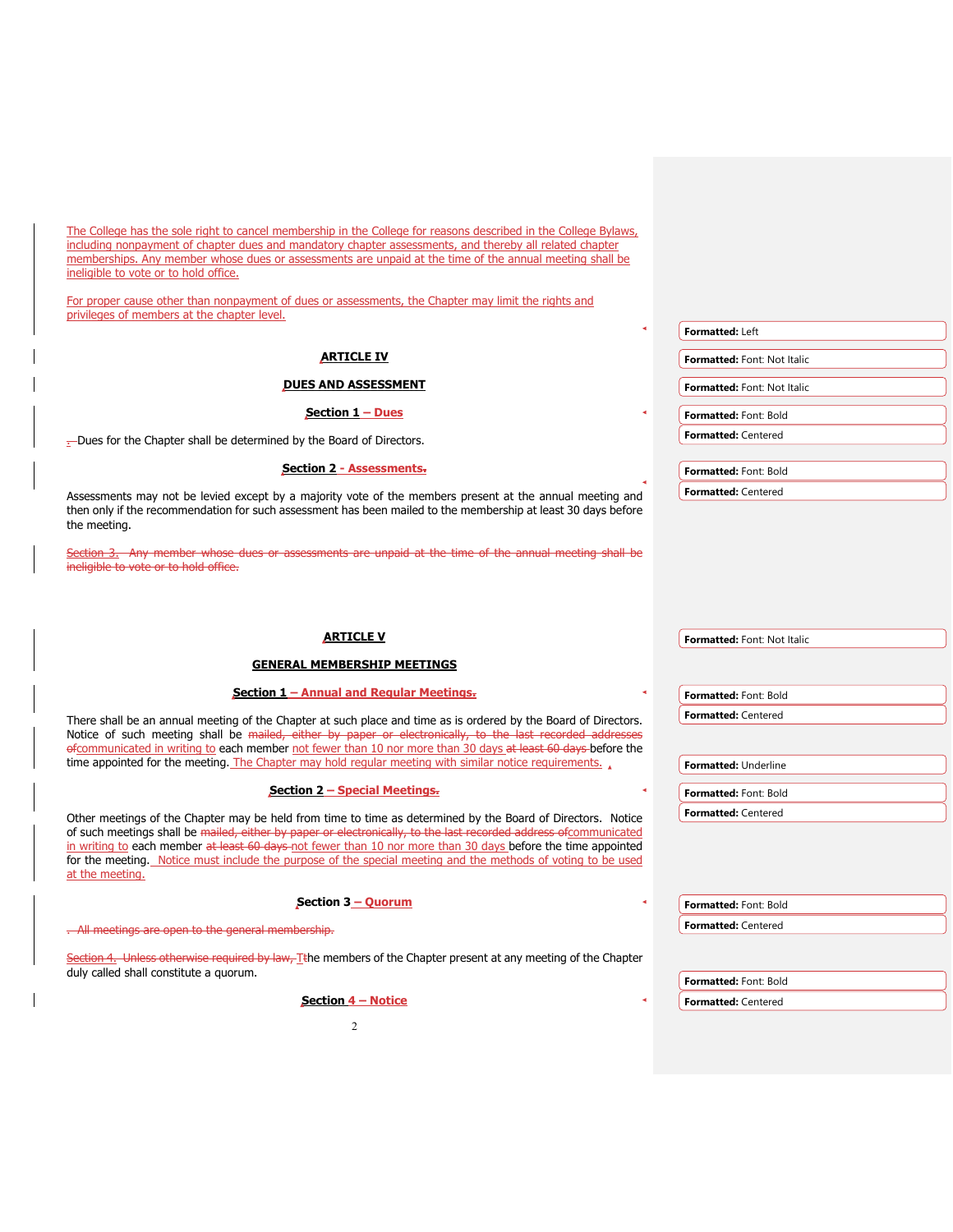The College has the sole right to cancel membership in the College for reasons described in the College Bylaws, including nonpayment of chapter dues and mandatory chapter assessments, and thereby all related chapter memberships. Any member whose dues or assessments are unpaid at the time of the annual meeting shall be ineligible to vote or to hold office.

For proper cause other than nonpayment of dues or assessments, the Chapter may limit the rights and privileges of members at the chapter level.

## ARTICLE IV

## DUES AND ASSESSMENT

### Section 1 – Dues

Dues for the Chapter shall be determined by the Board of Directors.

### Section 2 - Assessments

Assessments may not be levied except by a majority vote of the members present at the annual meeting and then only if the recommendation for such assessment has been mailed to the membership at least 30 days before the meeting.

~~Section 3. Any member whose dues or assessments are unpaid at the time of the annual meeting shall be ineligible to vote or to hold office.~~

## ARTICLE V

## GENERAL MEMBERSHIP MEETINGS

### Section 1 – Annual and Regular Meetings

There shall be an annual meeting of the Chapter at such place and time as is ordered by the Board of Directors. Notice of such meeting shall be ~~mailed, either by paper or electronically, to the last recorded addresses of~~ communicated in writing to each member not fewer than 10 nor more than 30 days ~~at least 60 days~~ before the time appointed for the meeting. The Chapter may hold regular meeting with similar notice requirements.

### Section 2 – Special Meetings

Other meetings of the Chapter may be held from time to time as determined by the Board of Directors. Notice of such meetings shall be ~~mailed, either by paper or electronically, to the last recorded address of~~ communicated in writing to each member ~~at least 60 days~~ not fewer than 10 nor more than 30 days before the time appointed for the meeting. Notice must include the purpose of the special meeting and the methods of voting to be used at the meeting.

### Section 3 – Quorum

~~All meetings are open to the general membership.~~

~~Section 4. Unless otherwise required by law,~~ The members of the Chapter present at any meeting of the Chapter duly called shall constitute a quorum.

### Section 4 – Notice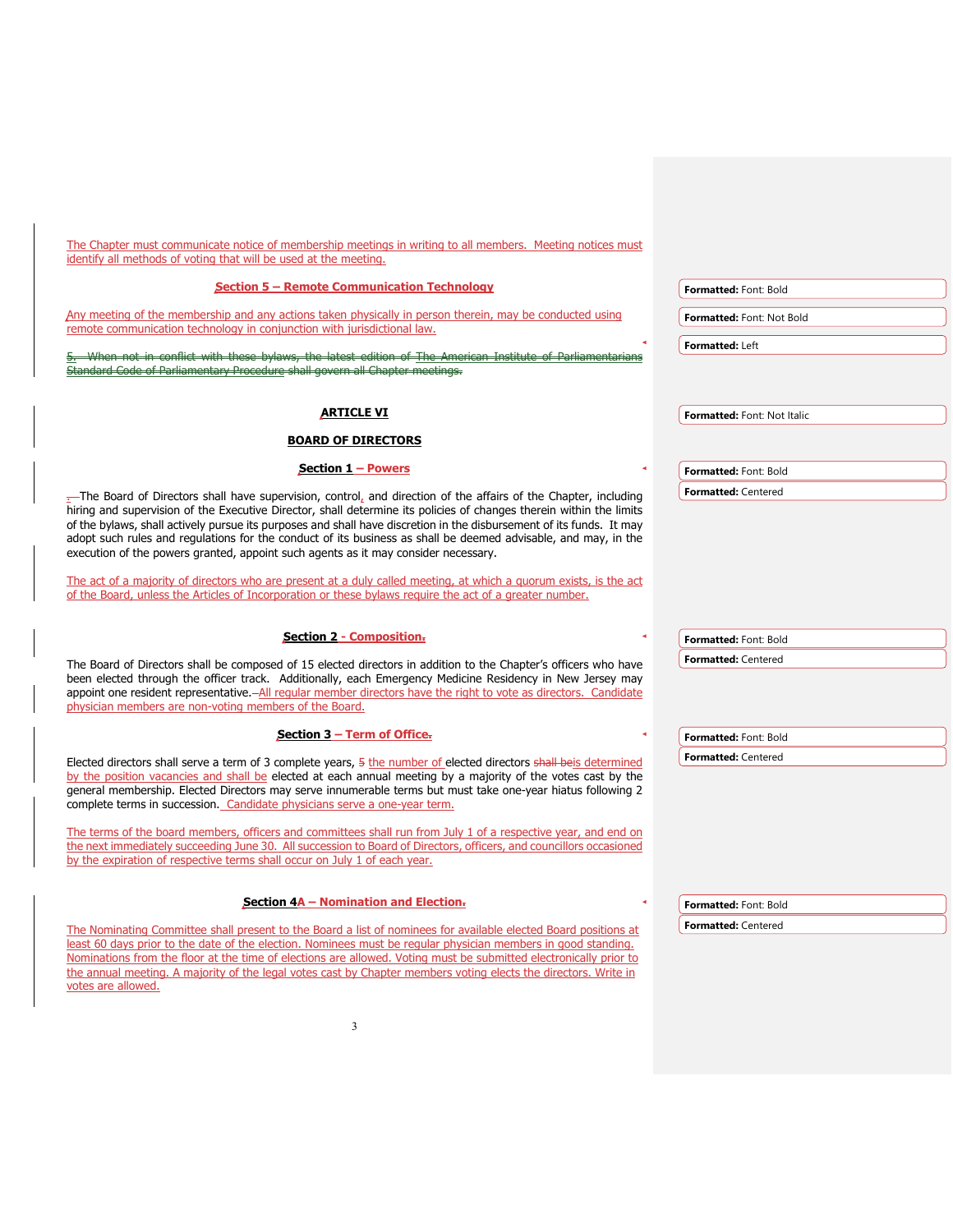The Chapter must communicate notice of membership meetings in writing to all members. Meeting notices must identify all methods of voting that will be used at the meeting.

**Section 5 – Remote Communication Technology**

Any meeting of the membership and any actions taken physically in person therein, may be conducted using remote communication technology in conjunction with jurisdictional law.

~~5. When not in conflict with these bylaws, the latest edition of The American Institute of Parliamentarians Standard Code of Parliamentary Procedure shall govern all Chapter meetings.~~

## ARTICLE VI

## BOARD OF DIRECTORS

### Section 1 – Powers

The Board of Directors shall have supervision, control, and direction of the affairs of the Chapter, including hiring and supervision of the Executive Director, shall determine its policies of changes therein within the limits of the bylaws, shall actively pursue its purposes and shall have discretion in the disbursement of its funds. It may adopt such rules and regulations for the conduct of its business as shall be deemed advisable, and may, in the execution of the powers granted, appoint such agents as it may consider necessary.

The act of a majority of directors who are present at a duly called meeting, at which a quorum exists, is the act of the Board, unless the Articles of Incorporation or these bylaws require the act of a greater number.

### Section 2 - Composition

The Board of Directors shall be composed of 15 elected directors in addition to the Chapter's officers who have been elected through the officer track. Additionally, each Emergency Medicine Residency in New Jersey may appoint one resident representative. All regular member directors have the right to vote as directors. Candidate physician members are non-voting members of the Board.

### Section 3 – Term of Office

Elected directors shall serve a term of 3 complete years, ~~5~~ the number of elected directors ~~shall be~~ is determined by the position vacancies and shall be elected at each annual meeting by a majority of the votes cast by the general membership. Elected Directors may serve innumerable terms but must take one-year hiatus following 2 complete terms in succession. Candidate physicians serve a one-year term.

The terms of the board members, officers and committees shall run from July 1 of a respective year, and end on the next immediately succeeding June 30. All succession to Board of Directors, officers, and councillors occasioned by the expiration of respective terms shall occur on July 1 of each year.

### Section 4A – Nomination and Election

The Nominating Committee shall present to the Board a list of nominees for available elected Board positions at least 60 days prior to the date of the election. Nominees must be regular physician members in good standing. Nominations from the floor at the time of elections are allowed. Voting must be submitted electronically prior to the annual meeting. A majority of the legal votes cast by Chapter members voting elects the directors. Write in votes are allowed.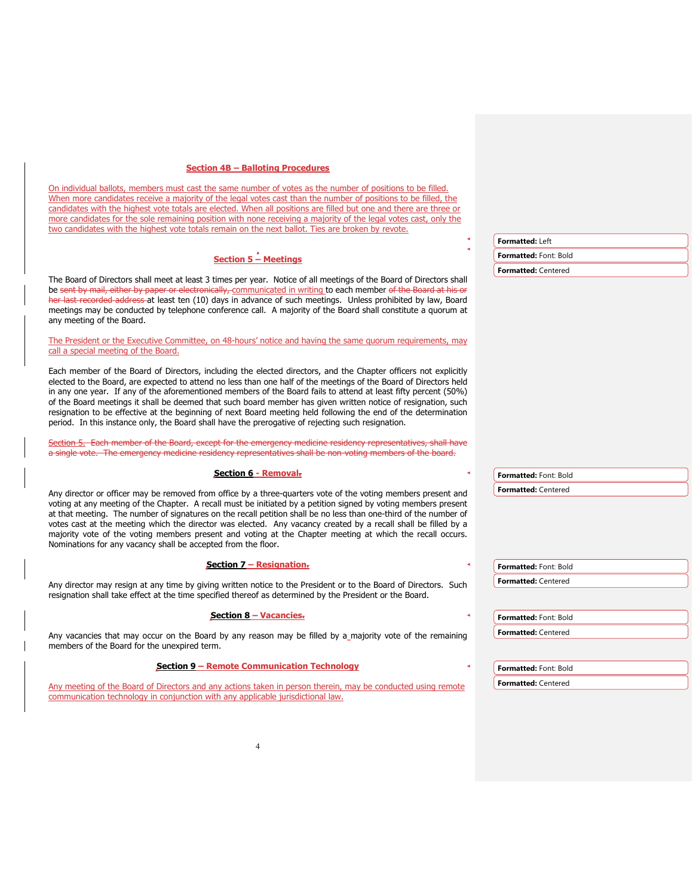### Section 4B – Balloting Procedures

On individual ballots, members must cast the same number of votes as the number of positions to be filled. When more candidates receive a majority of the legal votes cast than the number of positions to be filled, the candidates with the highest vote totals are elected. When all positions are filled but one and there are three or more candidates for the sole remaining position with none receiving a majority of the legal votes cast, only the two candidates with the highest vote totals remain on the next ballot. Ties are broken by revote.

### Section 5 – Meetings

The Board of Directors shall meet at least 3 times per year. Notice of all meetings of the Board of Directors shall be ~~sent by mail, either by paper or electronically,~~ communicated in writing to each member ~~of the Board at his or her last recorded address~~ at least ten (10) days in advance of such meetings. Unless prohibited by law, Board meetings may be conducted by telephone conference call. A majority of the Board shall constitute a quorum at any meeting of the Board.

The President or the Executive Committee, on 48-hours' notice and having the same quorum requirements, may call a special meeting of the Board.

Each member of the Board of Directors, including the elected directors, and the Chapter officers not explicitly elected to the Board, are expected to attend no less than one half of the meetings of the Board of Directors held in any one year. If any of the aforementioned members of the Board fails to attend at least fifty percent (50%) of the Board meetings it shall be deemed that such board member has given written notice of resignation, such resignation to be effective at the beginning of next Board meeting held following the end of the determination period. In this instance only, the Board shall have the prerogative of rejecting such resignation.

~~Section 5. Each member of the Board, except for the emergency medicine residency representatives, shall have a single vote. The emergency medicine residency representatives shall be non-voting members of the board.~~

### Section 6 - Removal

Any director or officer may be removed from office by a three-quarters vote of the voting members present and voting at any meeting of the Chapter. A recall must be initiated by a petition signed by voting members present at that meeting. The number of signatures on the recall petition shall be no less than one-third of the number of votes cast at the meeting which the director was elected. Any vacancy created by a recall shall be filled by a majority vote of the voting members present and voting at the Chapter meeting at which the recall occurs. Nominations for any vacancy shall be accepted from the floor.

### Section 7 – Resignation

Any director may resign at any time by giving written notice to the President or to the Board of Directors. Such resignation shall take effect at the time specified thereof as determined by the President or the Board.

### Section 8 – Vacancies

Any vacancies that may occur on the Board by any reason may be filled by a majority vote of the remaining members of the Board for the unexpired term.

### Section 9 – Remote Communication Technology

Any meeting of the Board of Directors and any actions taken in person therein, may be conducted using remote communication technology in conjunction with any applicable jurisdictional law.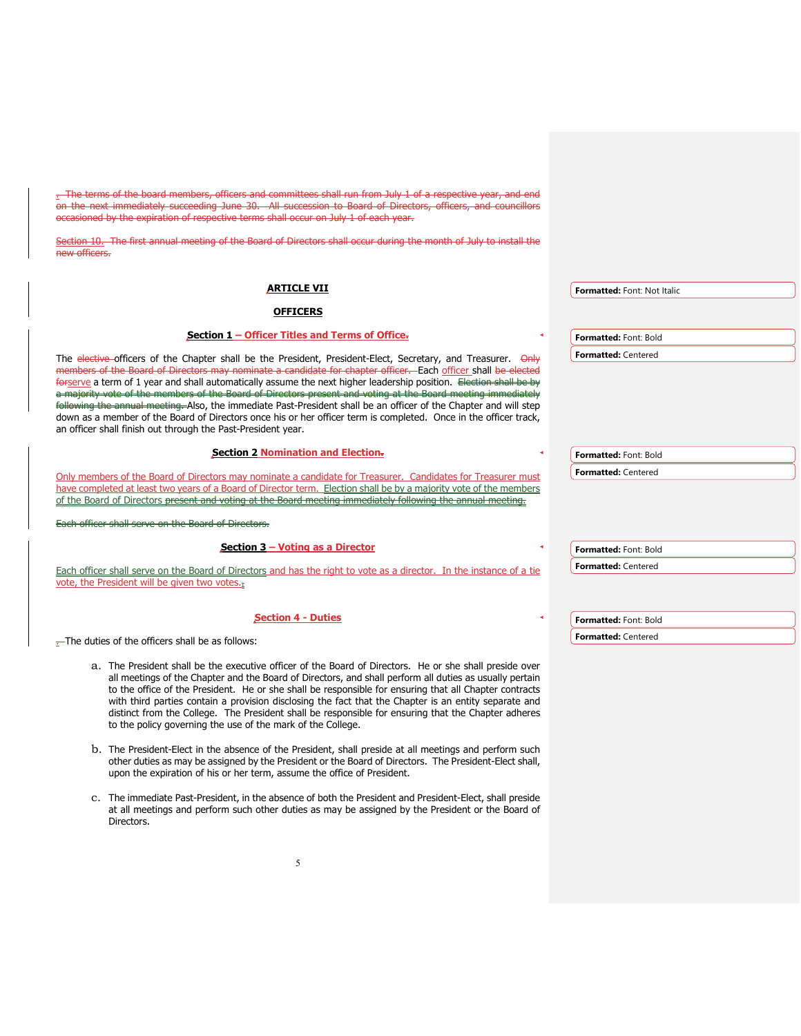. The terms of the board members, officers and committees shall run from July 1 of a respective year, and end on the next immediately succeeding June 30. All succession to Board of Directors, officers, and councillors occasioned by the expiration of respective terms shall occur on July 1 of each year.

Section 10. The first annual meeting of the Board of Directors shall occur during the month of July to install the new officers.

**ARTICLE VII**

**OFFICERS**

**Section 1 – Officer Titles and Terms of Office.**

The elective officers of the Chapter shall be the President, President-Elect, Secretary, and Treasurer. Only members of the Board of Directors may nominate a candidate for chapter officer. Each officer shall be elected forserve a term of 1 year and shall automatically assume the next higher leadership position. Election shall be by a majority vote of the members of the Board of Directors present and voting at the Board meeting immediately following the annual meeting. Also, the immediate Past-President shall be an officer of the Chapter and will step down as a member of the Board of Directors once his or her officer term is completed. Once in the officer track, an officer shall finish out through the Past-President year.

**Section 2 Nomination and Election.**

Only members of the Board of Directors may nominate a candidate for Treasurer. Candidates for Treasurer must have completed at least two years of a Board of Director term. Election shall be by a majority vote of the members of the Board of Directors present and voting at the Board meeting immediately following the annual meeting.

Each officer shall serve on the Board of Directors.

**Section 3 – Voting as a Director**

Each officer shall serve on the Board of Directors and has the right to vote as a director. In the instance of a tie vote, the President will be given two votes.;

**Section 4 - Duties**

. The duties of the officers shall be as follows:

a. The President shall be the executive officer of the Board of Directors. He or she shall preside over all meetings of the Chapter and the Board of Directors, and shall perform all duties as usually pertain to the office of the President. He or she shall be responsible for ensuring that all Chapter contracts with third parties contain a provision disclosing the fact that the Chapter is an entity separate and distinct from the College. The President shall be responsible for ensuring that the Chapter adheres to the policy governing the use of the mark of the College.

b. The President-Elect in the absence of the President, shall preside at all meetings and perform such other duties as may be assigned by the President or the Board of Directors. The President-Elect shall, upon the expiration of his or her term, assume the office of President.

c. The immediate Past-President, in the absence of both the President and President-Elect, shall preside at all meetings and perform such other duties as may be assigned by the President or the Board of Directors.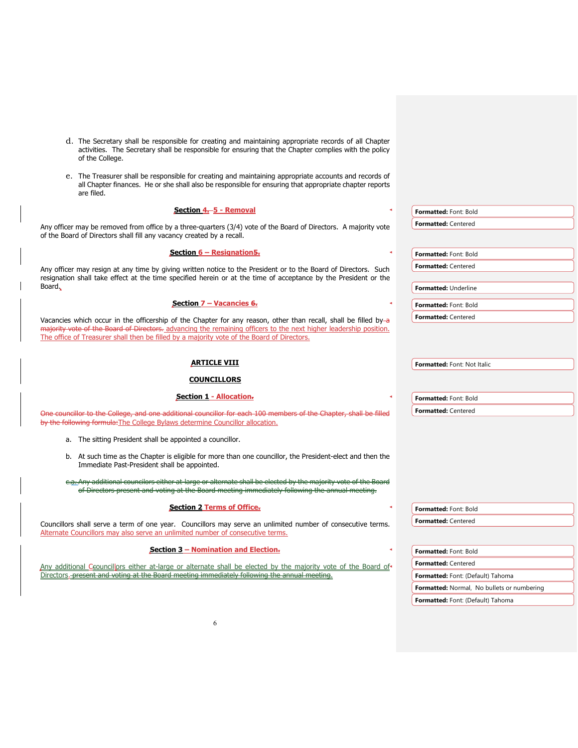d. The Secretary shall be responsible for creating and maintaining appropriate records of all Chapter activities. The Secretary shall be responsible for ensuring that the Chapter complies with the policy of the College.

e. The Treasurer shall be responsible for creating and maintaining appropriate accounts and records of all Chapter finances. He or she shall also be responsible for ensuring that appropriate chapter reports are filed.

**Section ~~4.~~ 5 - Removal**

Any officer may be removed from office by a three-quarters (3/4) vote of the Board of Directors. A majority vote of the Board of Directors shall fill any vacancy created by a recall.

**Section 6 – Resignation~~5.~~**

Any officer may resign at any time by giving written notice to the President or to the Board of Directors. Such resignation shall take effect at the time specified herein or at the time of acceptance by the President or the Board.

**Section 7 – Vacancies ~~6.~~**

Vacancies which occur in the officership of the Chapter for any reason, other than recall, shall be filled by ~~a majority vote of the Board of Directors.~~ advancing the remaining officers to the next higher leadership position. The office of Treasurer shall then be filled by a majority vote of the Board of Directors.

**ARTICLE VIII**

**COUNCILLORS**

**Section 1 - Allocation~~.~~**

~~One councillor to the College, and one additional councillor for each 100 members of the Chapter, shall be filled by the following formula:~~The College Bylaws determine Councillor allocation.

a. The sitting President shall be appointed a councillor.

b. At such time as the Chapter is eligible for more than one councillor, the President-elect and then the Immediate Past-President shall be appointed.

~~c.a. Any additional councilors either at-large or alternate shall be elected by the majority vote of the Board of Directors present and voting at the Board meeting immediately following the annual meeting.~~

**Section 2 Terms of Office~~.~~**

Councillors shall serve a term of one year. Councillors may serve an unlimited number of consecutive terms. Alternate Councillors may also serve an unlimited number of consecutive terms.

**Section 3 – Nomination and Election~~.~~**

Any additional ~~C~~councillors either at-large or alternate shall be elected by the majority vote of the Board of Directors. ~~present and voting at the Board meeting immediately following the annual meeting.~~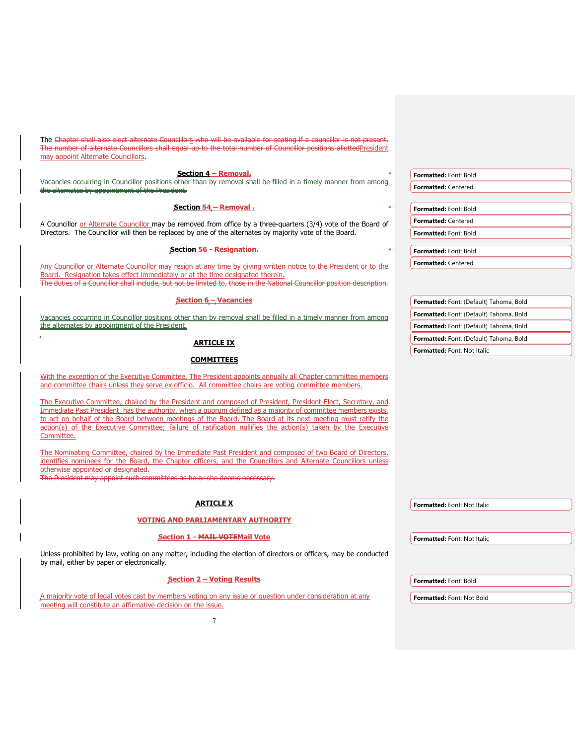The ~~Chapter shall also elect alternate Councillors who will be available for seating if a councillor is not present. The number of alternate Councillors shall equal up to the total number of Councillor positions allotted~~President may appoint Alternate Councillors.

**Section 4 – Removal.**

~~Vacancies occurring in Councillor positions other than by removal shall be filled in a timely manner from among the alternates by appointment of the President.~~

**Section ~~5~~4 – Removal .**

A Councillor or Alternate Councillor may be removed from office by a three-quarters (3/4) vote of the Board of Directors. The Councillor will then be replaced by one of the alternates by majority vote of the Board.

**Section ~~5~~6 - Resignation.**

Any Councillor or Alternate Councillor may resign at any time by giving written notice to the President or to the Board. Resignation takes effect immediately or at the time designated therein.

~~The duties of a Councillor shall include, but not be limited to, those in the National Councillor position description.~~

**Section 6 – Vacancies**

Vacancies occurring in Councillor positions other than by removal shall be filled in a timely manner from among the alternates by appointment of the President.

## ARTICLE IX

## COMMITTEES

With the exception of the Executive Committee, The President appoints annually all Chapter committee members and committee chairs unless they serve ex officio. All committee chairs are voting committee members.

The Executive Committee, chaired by the President and composed of President, President-Elect, Secretary, and Immediate Past President, has the authority, when a quorum defined as a majority of committee members exists, to act on behalf of the Board between meetings of the Board. The Board at its next meeting must ratify the action(s) of the Executive Committee; failure of ratification nullifies the action(s) taken by the Executive Committee.

The Nominating Committee, chaired by the Immediate Past President and composed of two Board of Directors, identifies nominees for the Board, the Chapter officers, and the Councillors and Alternate Councillors unless otherwise appointed or designated.

~~The President may appoint such committees as he or she deems necessary.~~

## ARTICLE X

## VOTING AND PARLIAMENTARY AUTHORITY

**Section 1 - ~~MAIL VOTE~~Mail Vote**

Unless prohibited by law, voting on any matter, including the election of directors or officers, may be conducted by mail, either by paper or electronically.

**Section 2 – Voting Results**

A majority vote of legal votes cast by members voting on any issue or question under consideration at any meeting will constitute an affirmative decision on the issue.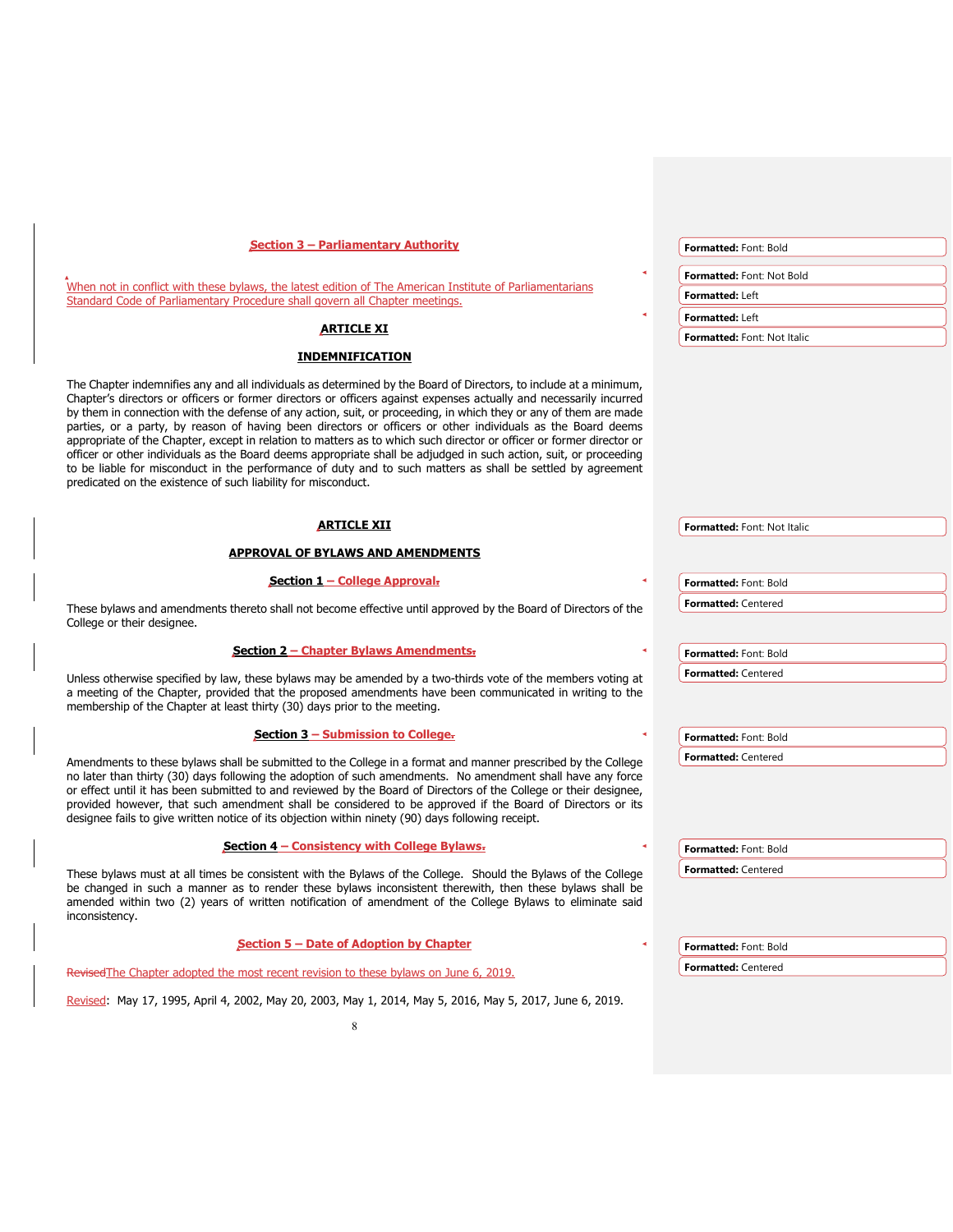### Section 3 – Parliamentary Authority

When not in conflict with these bylaws, the latest edition of The American Institute of Parliamentarians Standard Code of Parliamentary Procedure shall govern all Chapter meetings.

## ARTICLE XI

## INDEMNIFICATION

The Chapter indemnifies any and all individuals as determined by the Board of Directors, to include at a minimum, Chapter's directors or officers or former directors or officers against expenses actually and necessarily incurred by them in connection with the defense of any action, suit, or proceeding, in which they or any of them are made parties, or a party, by reason of having been directors or officers or other individuals as the Board deems appropriate of the Chapter, except in relation to matters as to which such director or officer or former director or officer or other individuals as the Board deems appropriate shall be adjudged in such action, suit, or proceeding to be liable for misconduct in the performance of duty and to such matters as shall be settled by agreement predicated on the existence of such liability for misconduct.

## ARTICLE XII

## APPROVAL OF BYLAWS AND AMENDMENTS

### Section 1 – College Approval

These bylaws and amendments thereto shall not become effective until approved by the Board of Directors of the College or their designee.

### Section 2 – Chapter Bylaws Amendments

Unless otherwise specified by law, these bylaws may be amended by a two-thirds vote of the members voting at a meeting of the Chapter, provided that the proposed amendments have been communicated in writing to the membership of the Chapter at least thirty (30) days prior to the meeting.

### Section 3 – Submission to College

Amendments to these bylaws shall be submitted to the College in a format and manner prescribed by the College no later than thirty (30) days following the adoption of such amendments. No amendment shall have any force or effect until it has been submitted to and reviewed by the Board of Directors of the College or their designee, provided however, that such amendment shall be considered to be approved if the Board of Directors or its designee fails to give written notice of its objection within ninety (90) days following receipt.

### Section 4 – Consistency with College Bylaws

These bylaws must at all times be consistent with the Bylaws of the College. Should the Bylaws of the College be changed in such a manner as to render these bylaws inconsistent therewith, then these bylaws shall be amended within two (2) years of written notification of amendment of the College Bylaws to eliminate said inconsistency.

### Section 5 – Date of Adoption by Chapter

The Chapter adopted the most recent revision to these bylaws on June 6, 2019.

Revised: May 17, 1995, April 4, 2002, May 20, 2003, May 1, 2014, May 5, 2016, May 5, 2017, June 6, 2019.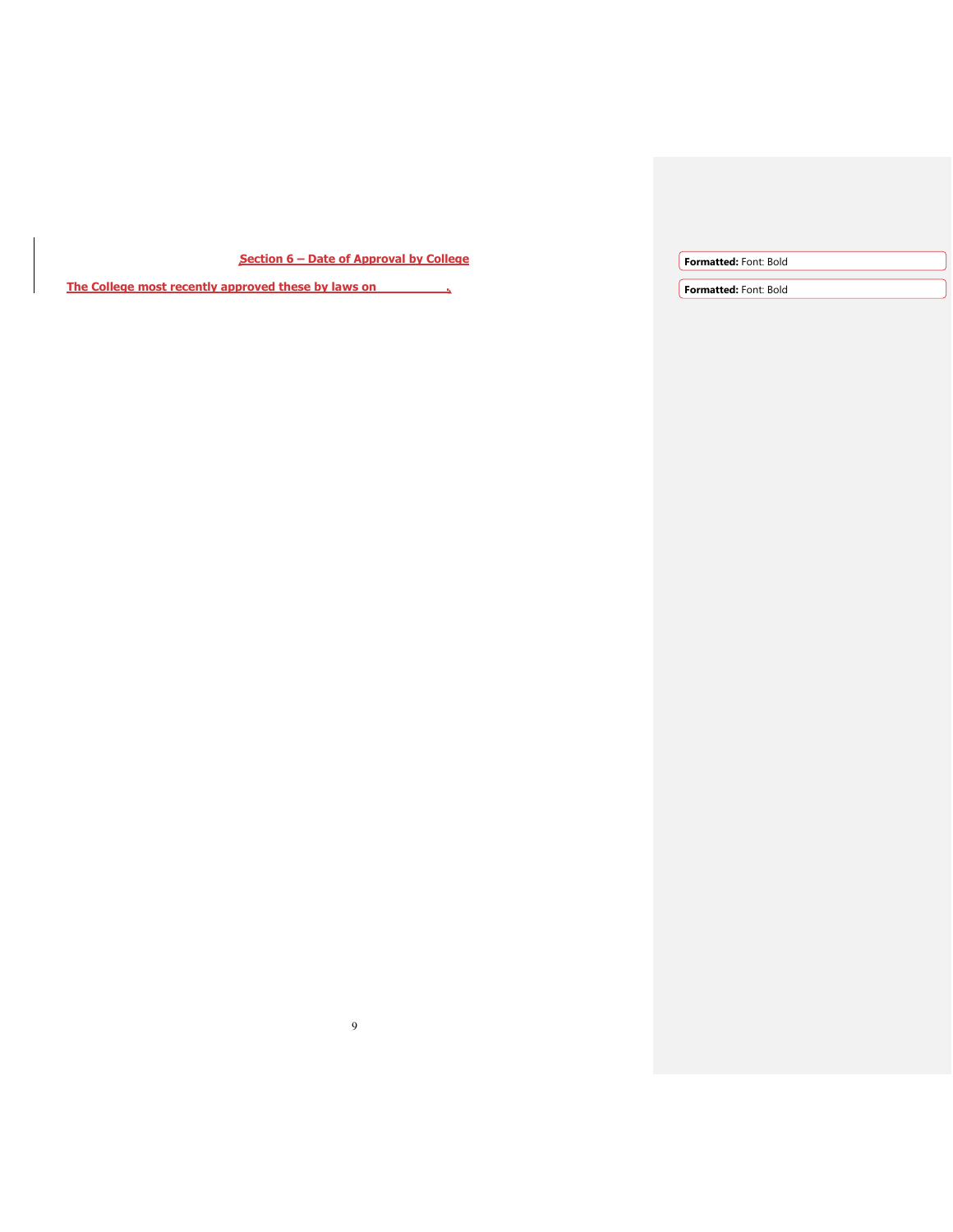## Section 6 – Date of Approval by College

The College most recently approved these by laws on \_\_\_\_\_\_\_\_\_\_.